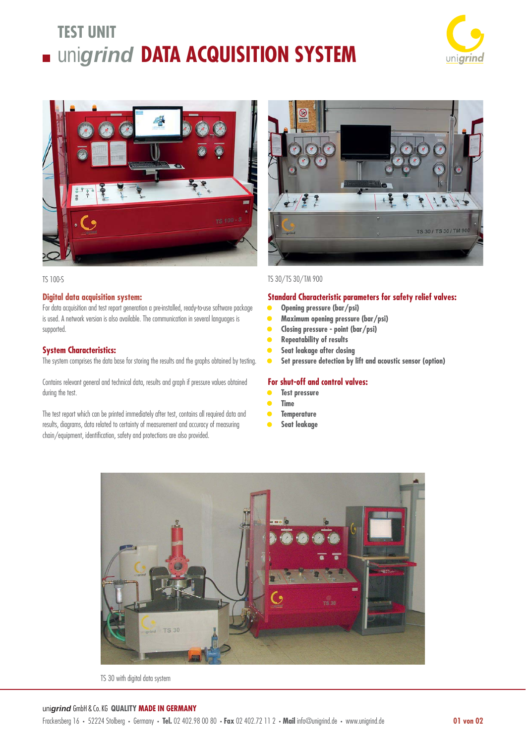# TEST UNIT

## unigrind DATA ACQUISITION SYSTEM

TS 100-S

TS 30/TS 30/TM 900

### Digital data acquisition system:

For data acquisition and test report generation a pre-installed, ready-to-use software package is used. A network version is also available. The communication in several languages is supported.

### System Characteristics:

The system comprises the data base for storing the results and the graphs obtained by testing.

Contains relevant general and technical data, results and graph if pressure values obtained during the test.

The test report which can be printed immediately after test, contains all required data and results, diagrams, data related to certainty of measurement and accuracy of measuring chain/equipment, identification, safety and protections are also provided.

### Standard Characteristic parameters for safety relief valves:

- **Opening pressure (bar/psi)**
- **Maximum opening pressure (bar/psi)**
- **Closing pressure - point (bar/psi)**
- **Repeatability of results**
- **Seat leakage after closing**
- **Set pressure detection by lift and acoustic sensor (option)**

### For shut-off and control valves:

- **Test pressure**
- **Time**
- **Temperature**
- **Seat leakage**

TS 30 with digital data system

unigrind GmbH & Co. KG **QUALITY MADE IN GERMANY**

Frackersberg 16 • 52224 Stolberg • Germany • **Tel.** 02 402.98 00 80 • **Fax** 02 402.72 11 2 • **Mail** info@unigrind.de • www.unigrind.de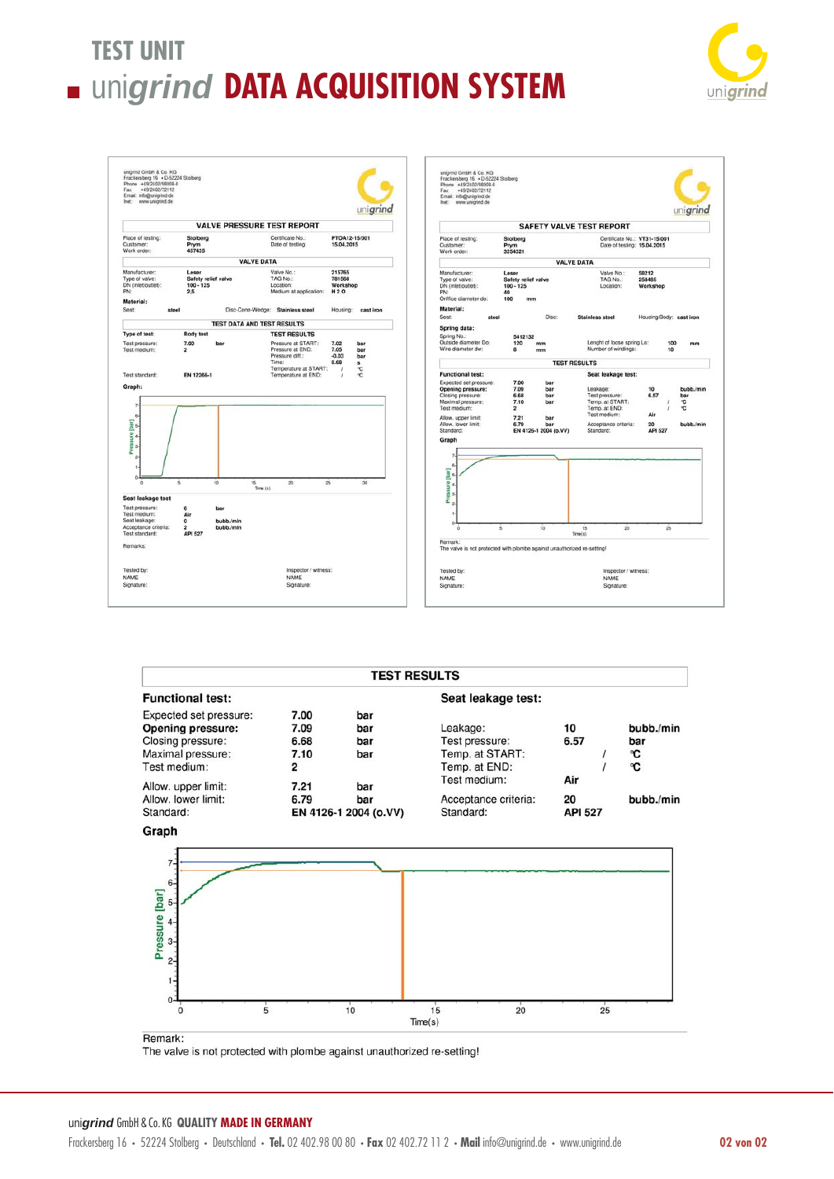# TEST UNIT

## unigrind DATA ACQUISITION SYSTEM

unigrind GmbH & Co. KG
Frackersberg 16 • D-52224 Stolberg
Phone +49/2402/98808-0
Fax +49/2402/72112
Email: info@unigrind.de
Inet: www.unigrind.de

### VALVE PRESSURE TEST REPORT

| | | | |
|---|---|---|---|
| Place of testing: | Stolberg | Certificate No.: | PTOA12-15/001 |
| Customer: | Prym | Date of testing: | 15.04.2015 |
| Work order: | 437435 | | |

#### VALVE DATA

| | | | |
|---|---|---|---|
| Manufacturer: | Leser | Valve No.: | 215765 |
| Type of valve: | Safety relief valve | TAG No.: | 781568 |
| DN (inlet/outlet): | 100 - 125 | Location: | Workshop |
| PN: | 2.5 | Medium at application: | $H_2O$ |

**Material:**

Seat: steel — Disc-Cone-Wedge: Stainless steel — Housing: cast iron

#### TEST DATA AND TEST RESULTS

| | | | | | |
|---|---|---|---|---|---|
| Type of test: | Body test | | TEST RESULTS | | |
| Test pressure: | 7.00 | bar | Pressure at START: | 7.02 | bar |
| Test medium: | 2 | | Pressure at END: | 7.05 | bar |
| | | | Pressure diff.: | -0.03 | bar |
| | | | Time: | 0.68 | s |
| | | | Temperature at START: | / | °C |
| Test standard: | EN 12266-1 | | Temperature at END: | / | °C |

**Graph:**

Pressure [bar]
0 1 2 3 4 5 6 7
0 5 10 15 20 25 30
Time (s)

**Seat leakage test**

| | | |
|---|---|---|
| Test pressure: | 6 | bar |
| Test medium: | Air | |
| Seat leakage: | 0 | bubb./min |
| Acceptance criteria: | 2 | bubb./min |
| Test standard: | API 527 | |

Remarks:

Tested by: NAME Signature: — Inspector / witness: NAME Signature:

---

unigrind GmbH & Co. KG
Frackersberg 16 • D-52224 Stolberg
Phone +49/2402/98808-0
Fax +49/2402/72112
Email: info@unigrind.de
Inet: www.unigrind.de

### SAFETY VALVE TEST REPORT

| | | | |
|---|---|---|---|
| Place of testing: | Stolberg | Certificate No.: | YT31-15/001 |
| Customer: | Prym | Date of testing: | 15.04.2015 |
| Work order: | 3254321 | | |

#### VALVE DATA

| | | | |
|---|---|---|---|
| Manufacturer: | Leser | Valve No.: | 58212 |
| Type of valve: | Safety relief valve | TAG No.: | 258485 |
| DN (inlet/outlet): | 100 - 125 | Location: | Workshop |
| PN: | 40 | | |
| Orifice diameter do: | 100 mm | | |

**Material:**

Seat: steel — Disc: Stainless steel — Housing/Body: cast iron

**Spring data:**

| | | | | |
|---|---|---|---|---|
| Spring No.: | 5412132 | | | |
| Outside diameter Do: | 120 mm | Lenght of loose spring Lo: | 100 | mm |
| Wire diameter dw: | 8 mm | Number of windings: | 10 | |

#### TEST RESULTS

(as below)

Remark:
The valve is not protected with plombe against unauthorized re-setting!

Tested by: NAME Signature: — Inspector / witness: NAME Signature:

---

## TEST RESULTS

| Functional test: | | | Seat leakage test: | | |
|---|---|---|---|---|---|
| Expected set pressure: | 7.00 | bar | | | |
| **Opening pressure:** | 7.09 | bar | Leakage: | 10 | bubb./min |
| Closing pressure: | 6.68 | bar | Test pressure: | 6.57 | bar |
| Maximal pressure: | 7.10 | bar | Temp. at START: | / | °C |
| Test medium: | 2 | | Temp. at END: | / | °C |
| | | | Test medium: | Air | |
| Allow. upper limit: | 7.21 | bar | | | |
| Allow. lower limit: | 6.79 | bar | Acceptance criteria: | 20 | bubb./min |
| Standard: | EN 4126-1 2004 (o.VV) | | Standard: | API 527 | |

**Graph**

Pressure [bar]
0 1 2 3 4 5 6 7
0 5 10 15 20 25
Time(s)

Remark:
The valve is not protected with plombe against unauthorized re-setting!

---

unigrind GmbH & Co. KG **QUALITY MADE IN GERMANY**
Frackersberg 16 • 52224 Stolberg • Deutschland • **Tel.** 02 402.98 00 80 • **Fax** 02 402.72 11 2 • **Mail** info@unigrind.de • www.unigrind.de